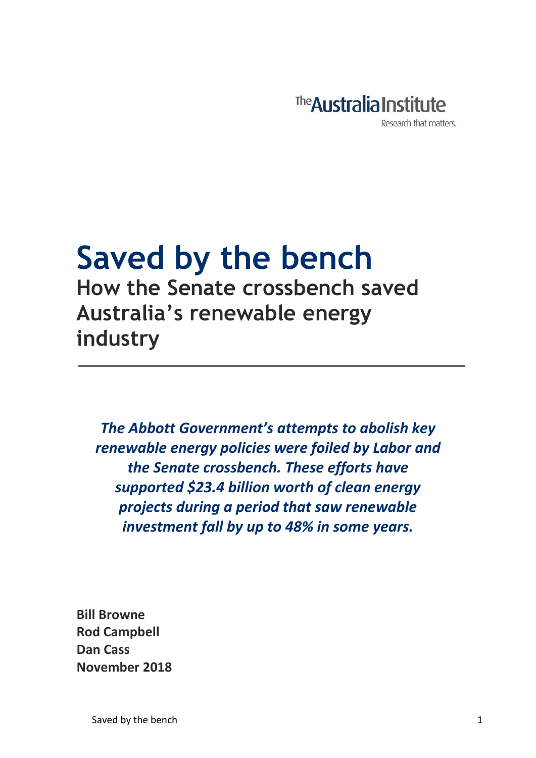The Australia Institute
Research that matters.

# Saved by the bench

## How the Senate crossbench saved Australia's renewable energy industry

***The Abbott Government's attempts to abolish key renewable energy policies were foiled by Labor and the Senate crossbench. These efforts have supported $23.4 billion worth of clean energy projects during a period that saw renewable investment fall by up to 48% in some years.***

**Bill Browne**
**Rod Campbell**
**Dan Cass**
**November 2018**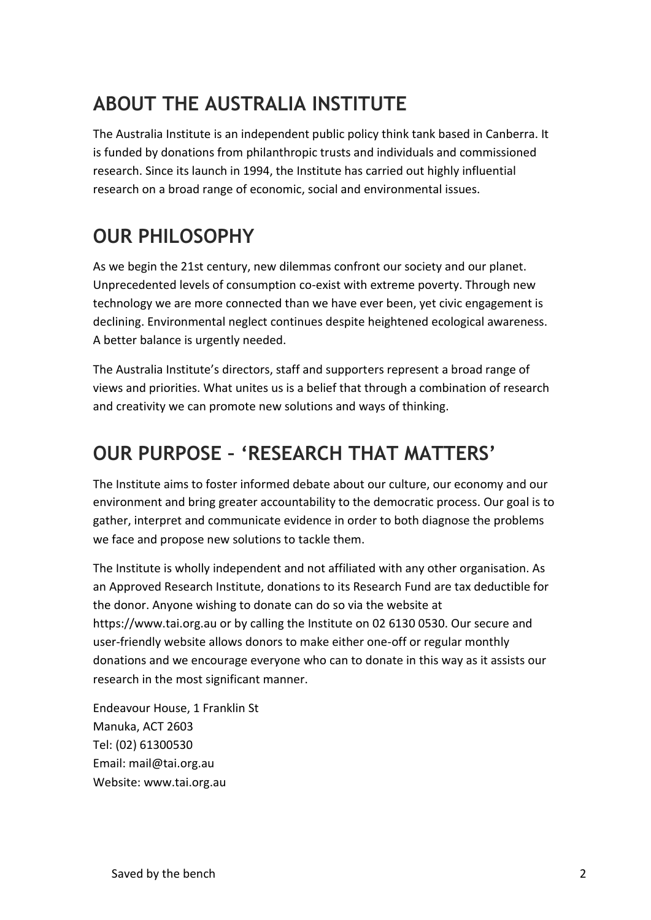## ABOUT THE AUSTRALIA INSTITUTE

The Australia Institute is an independent public policy think tank based in Canberra. It is funded by donations from philanthropic trusts and individuals and commissioned research. Since its launch in 1994, the Institute has carried out highly influential research on a broad range of economic, social and environmental issues.

## OUR PHILOSOPHY

As we begin the 21st century, new dilemmas confront our society and our planet. Unprecedented levels of consumption co-exist with extreme poverty. Through new technology we are more connected than we have ever been, yet civic engagement is declining. Environmental neglect continues despite heightened ecological awareness. A better balance is urgently needed.

The Australia Institute's directors, staff and supporters represent a broad range of views and priorities. What unites us is a belief that through a combination of research and creativity we can promote new solutions and ways of thinking.

## OUR PURPOSE – 'RESEARCH THAT MATTERS'

The Institute aims to foster informed debate about our culture, our economy and our environment and bring greater accountability to the democratic process. Our goal is to gather, interpret and communicate evidence in order to both diagnose the problems we face and propose new solutions to tackle them.

The Institute is wholly independent and not affiliated with any other organisation. As an Approved Research Institute, donations to its Research Fund are tax deductible for the donor. Anyone wishing to donate can do so via the website at https://www.tai.org.au or by calling the Institute on 02 6130 0530. Our secure and user-friendly website allows donors to make either one-off or regular monthly donations and we encourage everyone who can to donate in this way as it assists our research in the most significant manner.

Endeavour House, 1 Franklin St
Manuka, ACT 2603
Tel: (02) 61300530
Email: mail@tai.org.au
Website: www.tai.org.au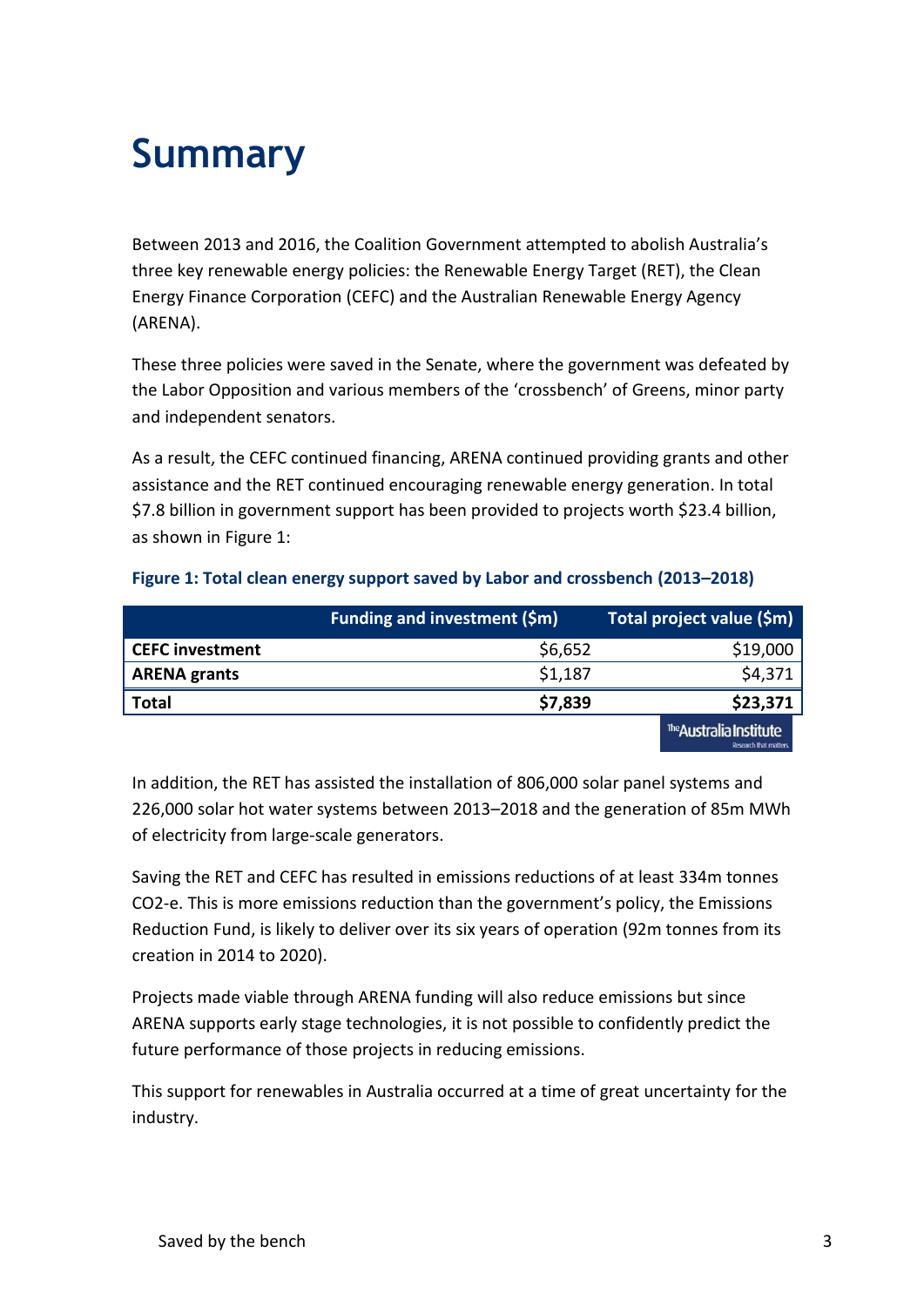# Summary

Between 2013 and 2016, the Coalition Government attempted to abolish Australia's three key renewable energy policies: the Renewable Energy Target (RET), the Clean Energy Finance Corporation (CEFC) and the Australian Renewable Energy Agency (ARENA).

These three policies were saved in the Senate, where the government was defeated by the Labor Opposition and various members of the 'crossbench' of Greens, minor party and independent senators.

As a result, the CEFC continued financing, ARENA continued providing grants and other assistance and the RET continued encouraging renewable energy generation. In total $7.8 billion in government support has been provided to projects worth $23.4 billion, as shown in Figure 1:

**Figure 1: Total clean energy support saved by Labor and crossbench (2013–2018)**

| | Funding and investment ($m) | Total project value ($m) |
|---|---|---|
| **CEFC investment** | $6,652 | $19,000 |
| **ARENA grants** | $1,187 | $4,371 |
| **Total** | **$7,839** | **$23,371** |

In addition, the RET has assisted the installation of 806,000 solar panel systems and 226,000 solar hot water systems between 2013–2018 and the generation of 85m MWh of electricity from large-scale generators.

Saving the RET and CEFC has resulted in emissions reductions of at least 334m tonnes CO2-e. This is more emissions reduction than the government's policy, the Emissions Reduction Fund, is likely to deliver over its six years of operation (92m tonnes from its creation in 2014 to 2020).

Projects made viable through ARENA funding will also reduce emissions but since ARENA supports early stage technologies, it is not possible to confidently predict the future performance of those projects in reducing emissions.

This support for renewables in Australia occurred at a time of great uncertainty for the industry.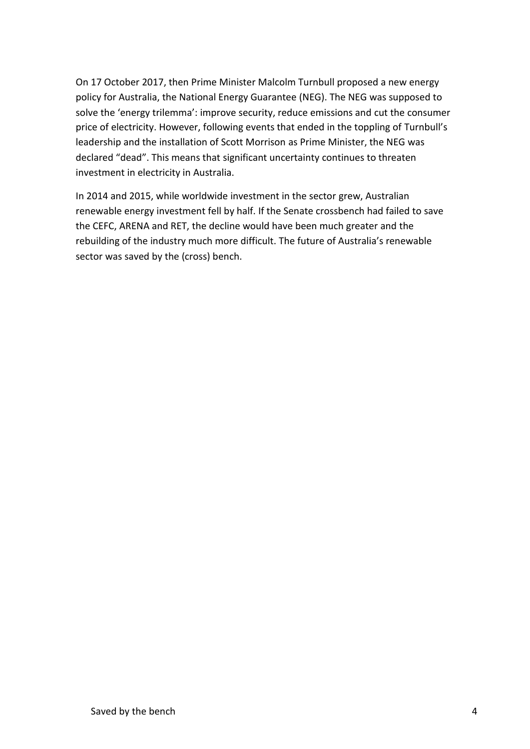On 17 October 2017, then Prime Minister Malcolm Turnbull proposed a new energy policy for Australia, the National Energy Guarantee (NEG). The NEG was supposed to solve the 'energy trilemma': improve security, reduce emissions and cut the consumer price of electricity. However, following events that ended in the toppling of Turnbull's leadership and the installation of Scott Morrison as Prime Minister, the NEG was declared "dead". This means that significant uncertainty continues to threaten investment in electricity in Australia.

In 2014 and 2015, while worldwide investment in the sector grew, Australian renewable energy investment fell by half. If the Senate crossbench had failed to save the CEFC, ARENA and RET, the decline would have been much greater and the rebuilding of the industry much more difficult. The future of Australia's renewable sector was saved by the (cross) bench.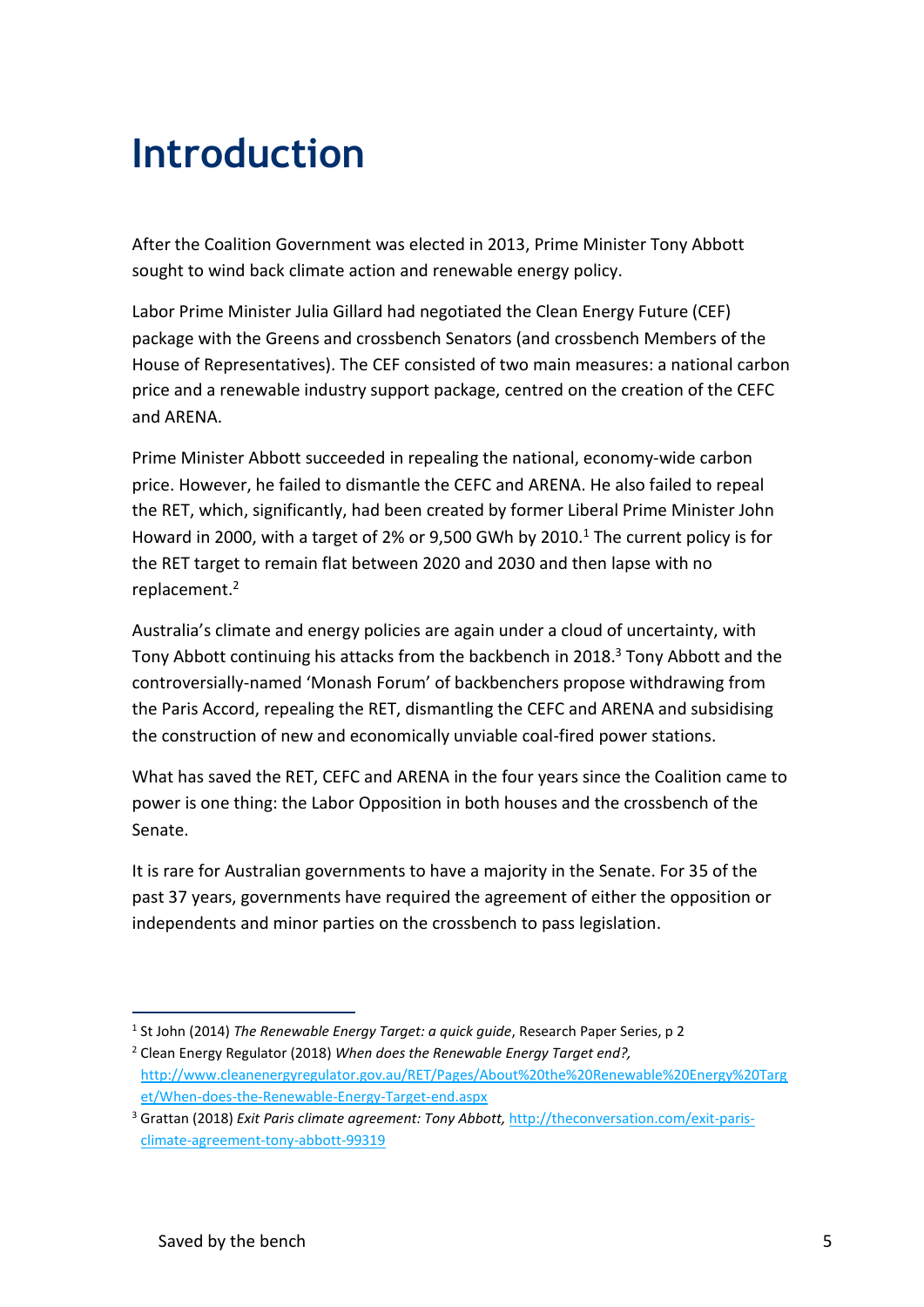# Introduction

After the Coalition Government was elected in 2013, Prime Minister Tony Abbott sought to wind back climate action and renewable energy policy.

Labor Prime Minister Julia Gillard had negotiated the Clean Energy Future (CEF) package with the Greens and crossbench Senators (and crossbench Members of the House of Representatives). The CEF consisted of two main measures: a national carbon price and a renewable industry support package, centred on the creation of the CEFC and ARENA.

Prime Minister Abbott succeeded in repealing the national, economy-wide carbon price. However, he failed to dismantle the CEFC and ARENA. He also failed to repeal the RET, which, significantly, had been created by former Liberal Prime Minister John Howard in 2000, with a target of 2% or 9,500 GWh by 2010.[1] The current policy is for the RET target to remain flat between 2020 and 2030 and then lapse with no replacement.[2]

Australia's climate and energy policies are again under a cloud of uncertainty, with Tony Abbott continuing his attacks from the backbench in 2018.[3] Tony Abbott and the controversially-named 'Monash Forum' of backbenchers propose withdrawing from the Paris Accord, repealing the RET, dismantling the CEFC and ARENA and subsidising the construction of new and economically unviable coal-fired power stations.

What has saved the RET, CEFC and ARENA in the four years since the Coalition came to power is one thing: the Labor Opposition in both houses and the crossbench of the Senate.

It is rare for Australian governments to have a majority in the Senate. For 35 of the past 37 years, governments have required the agreement of either the opposition or independents and minor parties on the crossbench to pass legislation.

---

[1] St John (2014) *The Renewable Energy Target: a quick guide*, Research Paper Series, p 2

[2] Clean Energy Regulator (2018) *When does the Renewable Energy Target end?,* http://www.cleanenergyregulator.gov.au/RET/Pages/About%20the%20Renewable%20Energy%20Target/When-does-the-Renewable-Energy-Target-end.aspx

[3] Grattan (2018) *Exit Paris climate agreement: Tony Abbott,* http://theconversation.com/exit-paris-climate-agreement-tony-abbott-99319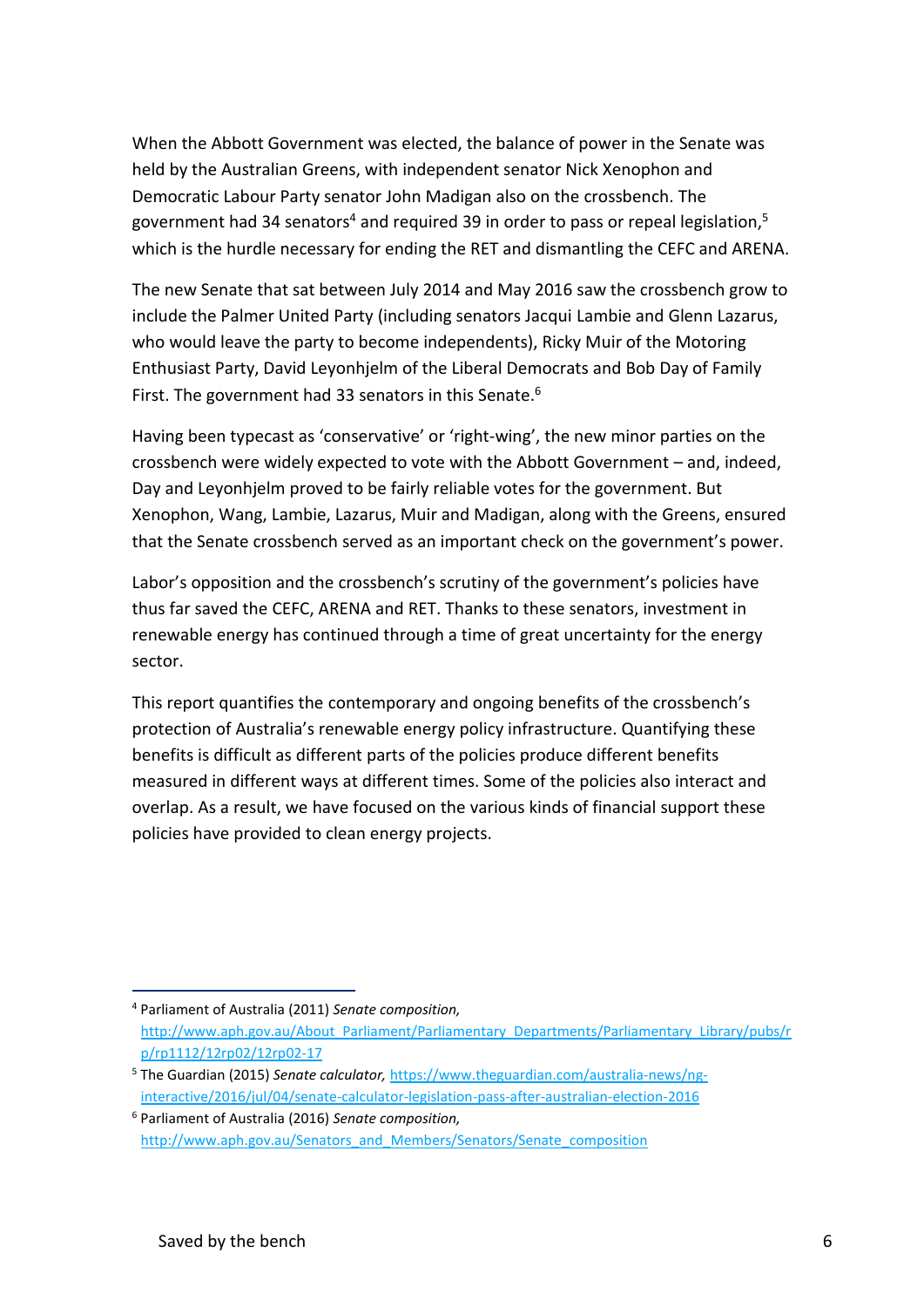When the Abbott Government was elected, the balance of power in the Senate was held by the Australian Greens, with independent senator Nick Xenophon and Democratic Labour Party senator John Madigan also on the crossbench. The government had 34 senators[4] and required 39 in order to pass or repeal legislation,[5] which is the hurdle necessary for ending the RET and dismantling the CEFC and ARENA.

The new Senate that sat between July 2014 and May 2016 saw the crossbench grow to include the Palmer United Party (including senators Jacqui Lambie and Glenn Lazarus, who would leave the party to become independents), Ricky Muir of the Motoring Enthusiast Party, David Leyonhjelm of the Liberal Democrats and Bob Day of Family First. The government had 33 senators in this Senate.[6]

Having been typecast as 'conservative' or 'right-wing', the new minor parties on the crossbench were widely expected to vote with the Abbott Government – and, indeed, Day and Leyonhjelm proved to be fairly reliable votes for the government. But Xenophon, Wang, Lambie, Lazarus, Muir and Madigan, along with the Greens, ensured that the Senate crossbench served as an important check on the government's power.

Labor's opposition and the crossbench's scrutiny of the government's policies have thus far saved the CEFC, ARENA and RET. Thanks to these senators, investment in renewable energy has continued through a time of great uncertainty for the energy sector.

This report quantifies the contemporary and ongoing benefits of the crossbench's protection of Australia's renewable energy policy infrastructure. Quantifying these benefits is difficult as different parts of the policies produce different benefits measured in different ways at different times. Some of the policies also interact and overlap. As a result, we have focused on the various kinds of financial support these policies have provided to clean energy projects.

---

[4] Parliament of Australia (2011) *Senate composition,* http://www.aph.gov.au/About_Parliament/Parliamentary_Departments/Parliamentary_Library/pubs/rp/rp1112/12rp02/12rp02-17

[5] The Guardian (2015) *Senate calculator,* https://www.theguardian.com/australia-news/ng-interactive/2016/jul/04/senate-calculator-legislation-pass-after-australian-election-2016

[6] Parliament of Australia (2016) *Senate composition,* http://www.aph.gov.au/Senators_and_Members/Senators/Senate_composition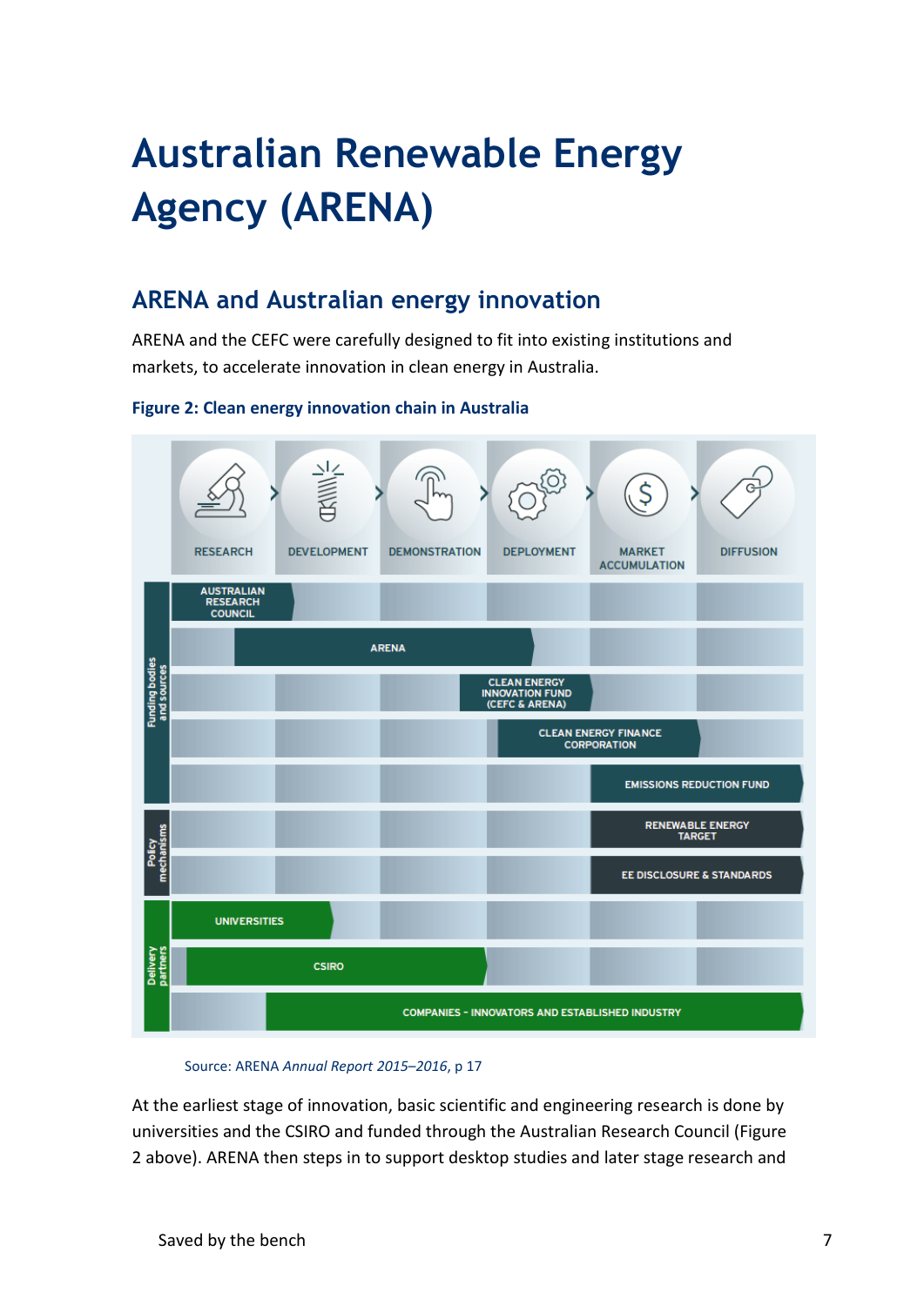# Australian Renewable Energy Agency (ARENA)

## ARENA and Australian energy innovation

ARENA and the CEFC were carefully designed to fit into existing institutions and markets, to accelerate innovation in clean energy in Australia.

**Figure 2: Clean energy innovation chain in Australia**

Source: ARENA *Annual Report 2015–2016*, p 17

At the earliest stage of innovation, basic scientific and engineering research is done by universities and the CSIRO and funded through the Australian Research Council (Figure 2 above). ARENA then steps in to support desktop studies and later stage research and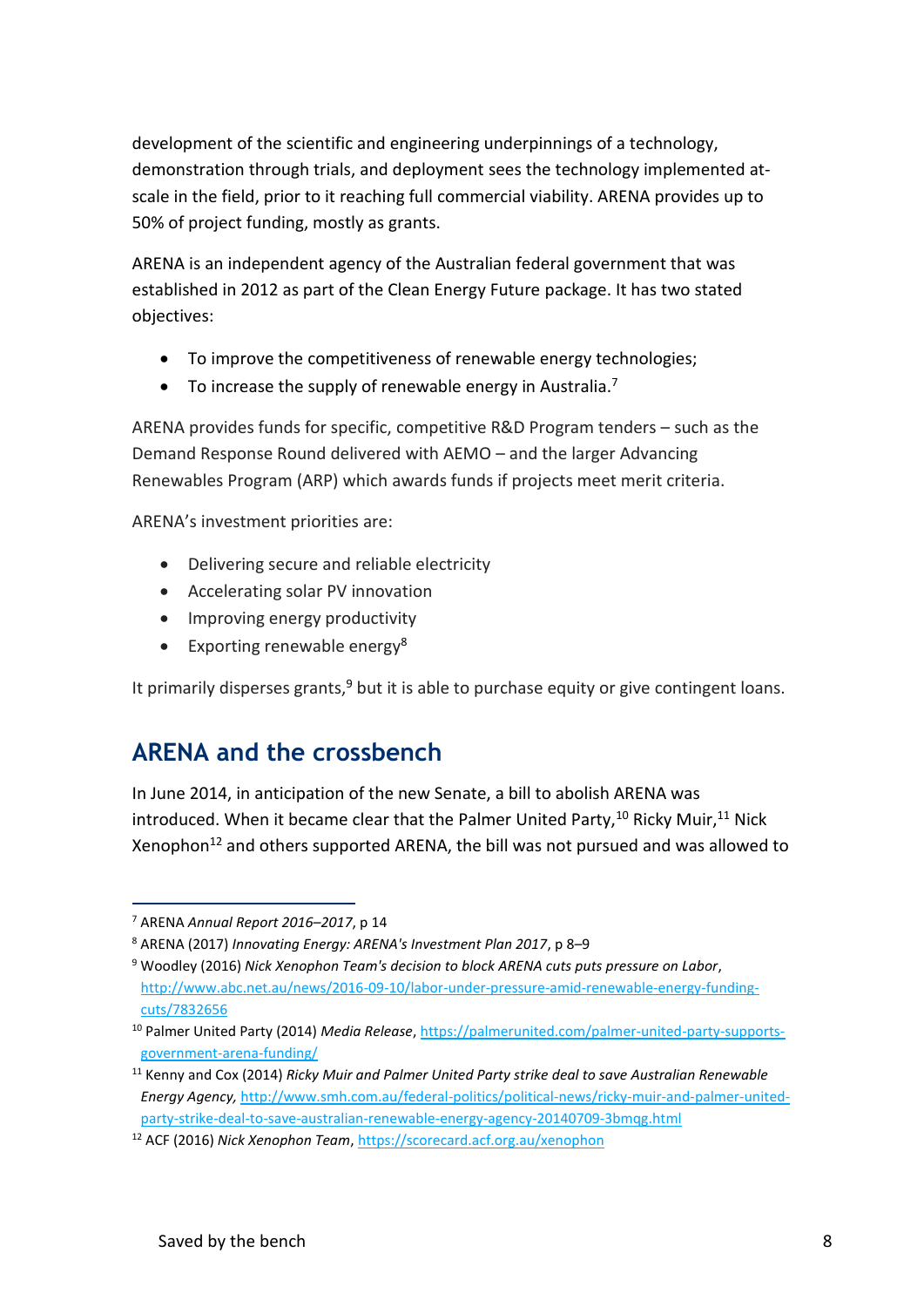development of the scientific and engineering underpinnings of a technology, demonstration through trials, and deployment sees the technology implemented at-scale in the field, prior to it reaching full commercial viability. ARENA provides up to 50% of project funding, mostly as grants.

ARENA is an independent agency of the Australian federal government that was established in 2012 as part of the Clean Energy Future package. It has two stated objectives:

- To improve the competitiveness of renewable energy technologies;
- To increase the supply of renewable energy in Australia.[7]

ARENA provides funds for specific, competitive R&D Program tenders – such as the Demand Response Round delivered with AEMO – and the larger Advancing Renewables Program (ARP) which awards funds if projects meet merit criteria.

ARENA's investment priorities are:

- Delivering secure and reliable electricity
- Accelerating solar PV innovation
- Improving energy productivity
- Exporting renewable energy[8]

It primarily disperses grants,[9] but it is able to purchase equity or give contingent loans.

## ARENA and the crossbench

In June 2014, in anticipation of the new Senate, a bill to abolish ARENA was introduced. When it became clear that the Palmer United Party,[10] Ricky Muir,[11] Nick Xenophon[12] and others supported ARENA, the bill was not pursued and was allowed to

---

[7] ARENA *Annual Report 2016–2017*, p 14

[8] ARENA (2017) *Innovating Energy: ARENA's Investment Plan 2017*, p 8–9

[9] Woodley (2016) *Nick Xenophon Team's decision to block ARENA cuts puts pressure on Labor*, http://www.abc.net.au/news/2016-09-10/labor-under-pressure-amid-renewable-energy-funding-cuts/7832656

[10] Palmer United Party (2014) *Media Release*, https://palmerunited.com/palmer-united-party-supports-government-arena-funding/

[11] Kenny and Cox (2014) *Ricky Muir and Palmer United Party strike deal to save Australian Renewable Energy Agency*, http://www.smh.com.au/federal-politics/political-news/ricky-muir-and-palmer-united-party-strike-deal-to-save-australian-renewable-energy-agency-20140709-3bmqg.html

[12] ACF (2016) *Nick Xenophon Team*, https://scorecard.acf.org.au/xenophon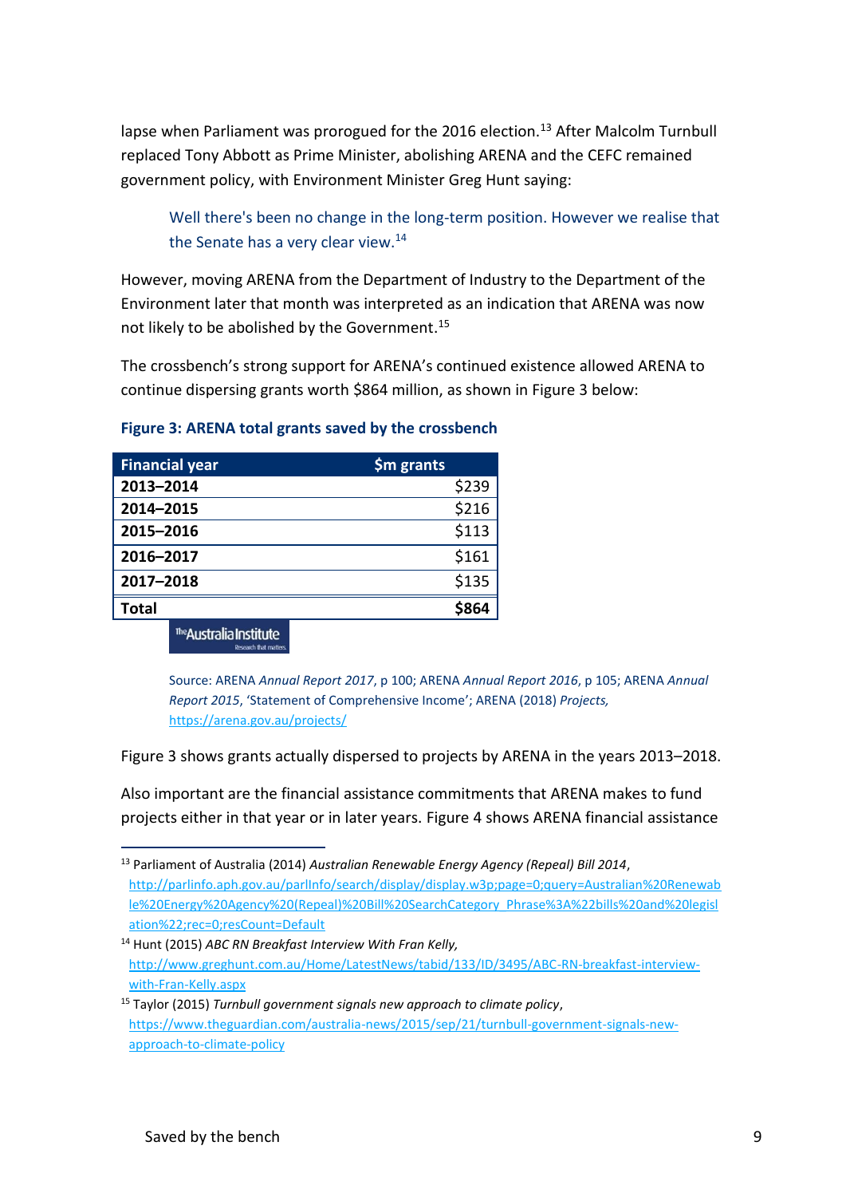lapse when Parliament was prorogued for the 2016 election.[13] After Malcolm Turnbull replaced Tony Abbott as Prime Minister, abolishing ARENA and the CEFC remained government policy, with Environment Minister Greg Hunt saying:

> Well there's been no change in the long-term position. However we realise that the Senate has a very clear view.[14]

However, moving ARENA from the Department of Industry to the Department of the Environment later that month was interpreted as an indication that ARENA was now not likely to be abolished by the Government.[15]

The crossbench's strong support for ARENA's continued existence allowed ARENA to continue dispersing grants worth $864 million, as shown in Figure 3 below:

**Figure 3: ARENA total grants saved by the crossbench**

| Financial year | $m grants |
|---|---:|
| **2013–2014** | $239 |
| **2014–2015** | $216 |
| **2015–2016** | $113 |
| **2016–2017** | $161 |
| **2017–2018** | $135 |
| **Total** | **$864** |

Source: ARENA *Annual Report 2017*, p 100; ARENA *Annual Report 2016*, p 105; ARENA *Annual Report 2015*, 'Statement of Comprehensive Income'; ARENA (2018) *Projects*, https://arena.gov.au/projects/

Figure 3 shows grants actually dispersed to projects by ARENA in the years 2013–2018.

Also important are the financial assistance commitments that ARENA makes to fund projects either in that year or in later years. Figure 4 shows ARENA financial assistance

---

[13] Parliament of Australia (2014) *Australian Renewable Energy Agency (Repeal) Bill 2014*, http://parlinfo.aph.gov.au/parlInfo/search/display/display.w3p;page=0;query=Australian%20Renewable%20Energy%20Agency%20(Repeal)%20Bill%20SearchCategory_Phrase%3A%22bills%20and%20legislation%22;rec=0;resCount=Default

[14] Hunt (2015) *ABC RN Breakfast Interview With Fran Kelly*, http://www.greghunt.com.au/Home/LatestNews/tabid/133/ID/3495/ABC-RN-breakfast-interview-with-Fran-Kelly.aspx

[15] Taylor (2015) *Turnbull government signals new approach to climate policy*, https://www.theguardian.com/australia-news/2015/sep/21/turnbull-government-signals-new-approach-to-climate-policy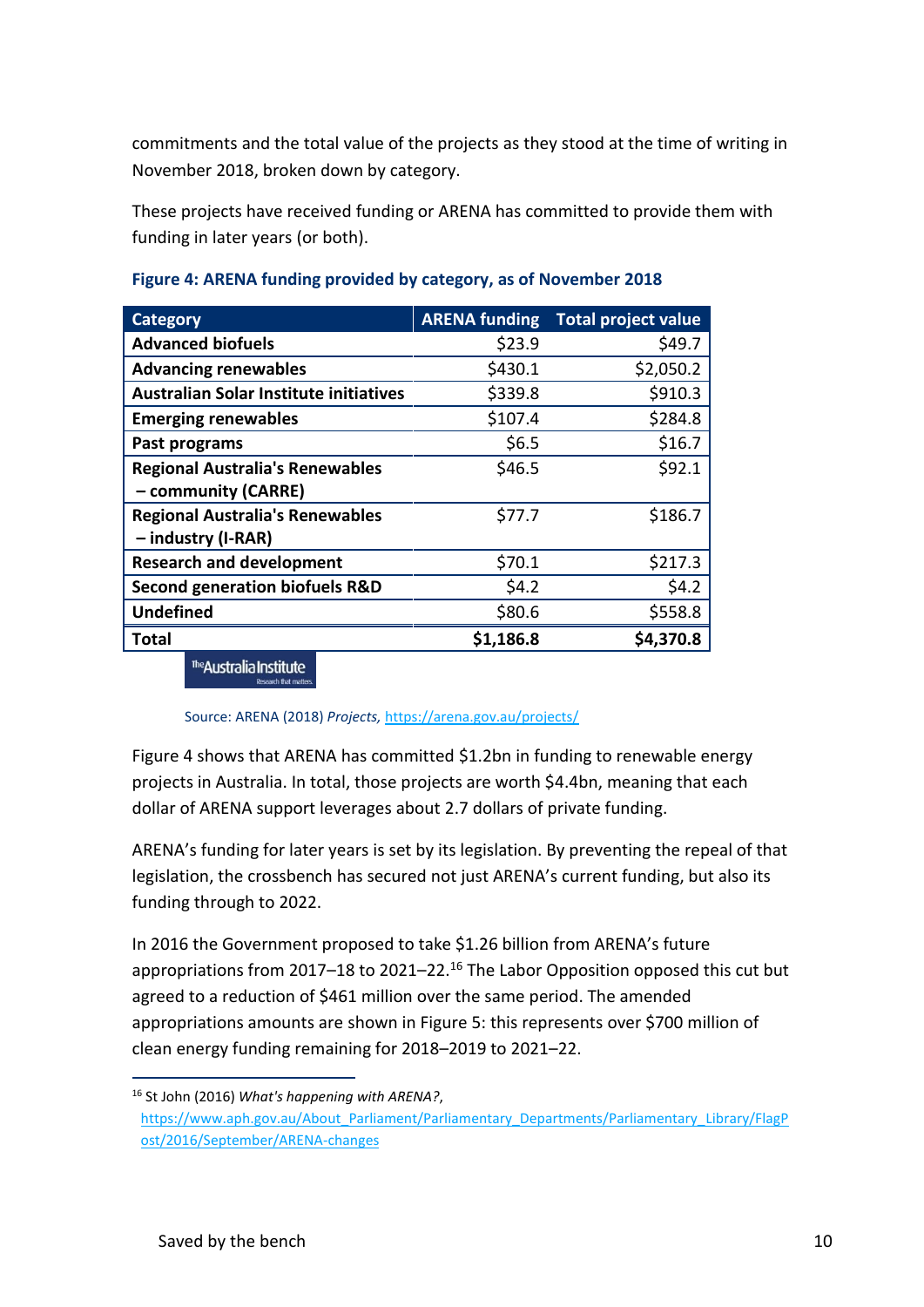commitments and the total value of the projects as they stood at the time of writing in November 2018, broken down by category.

These projects have received funding or ARENA has committed to provide them with funding in later years (or both).

**Figure 4: ARENA funding provided by category, as of November 2018**

| Category | ARENA funding | Total project value |
|---|---|---|
| **Advanced biofuels** | $23.9 | $49.7 |
| **Advancing renewables** | $430.1 | $2,050.2 |
| **Australian Solar Institute initiatives** | $339.8 | $910.3 |
| **Emerging renewables** | $107.4 | $284.8 |
| **Past programs** | $6.5 | $16.7 |
| **Regional Australia's Renewables – community (CARRE)** | $46.5 | $92.1 |
| **Regional Australia's Renewables – industry (I-RAR)** | $77.7 | $186.7 |
| **Research and development** | $70.1 | $217.3 |
| **Second generation biofuels R&D** | $4.2 | $4.2 |
| **Undefined** | $80.6 | $558.8 |
| **Total** | **$1,186.8** | **$4,370.8** |

Source: ARENA (2018) *Projects,* https://arena.gov.au/projects/

Figure 4 shows that ARENA has committed $1.2bn in funding to renewable energy projects in Australia. In total, those projects are worth $4.4bn, meaning that each dollar of ARENA support leverages about 2.7 dollars of private funding.

ARENA's funding for later years is set by its legislation. By preventing the repeal of that legislation, the crossbench has secured not just ARENA's current funding, but also its funding through to 2022.

In 2016 the Government proposed to take $1.26 billion from ARENA's future appropriations from 2017–18 to 2021–22.[16] The Labor Opposition opposed this cut but agreed to a reduction of $461 million over the same period. The amended appropriations amounts are shown in Figure 5: this represents over $700 million of clean energy funding remaining for 2018–2019 to 2021–22.

[16] St John (2016) *What's happening with ARENA?*, https://www.aph.gov.au/About_Parliament/Parliamentary_Departments/Parliamentary_Library/FlagPost/2016/September/ARENA-changes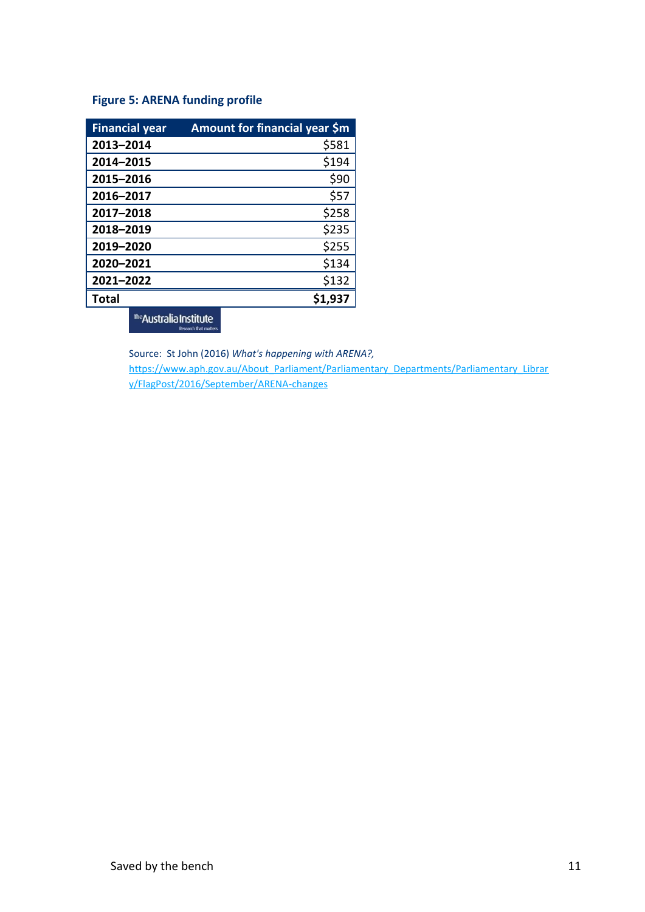**Figure 5: ARENA funding profile**

| Financial year | Amount for financial year $m |
|---|---|
| 2013–2014 | $581 |
| 2014–2015 | $194 |
| 2015–2016 | $90 |
| 2016–2017 | $57 |
| 2017–2018 | $258 |
| 2018–2019 | $235 |
| 2019–2020 | $255 |
| 2020–2021 | $134 |
| 2021–2022 | $132 |
| **Total** | **$1,937** |

Source: St John (2016) *What's happening with ARENA?,* https://www.aph.gov.au/About_Parliament/Parliamentary_Departments/Parliamentary_Library/FlagPost/2016/September/ARENA-changes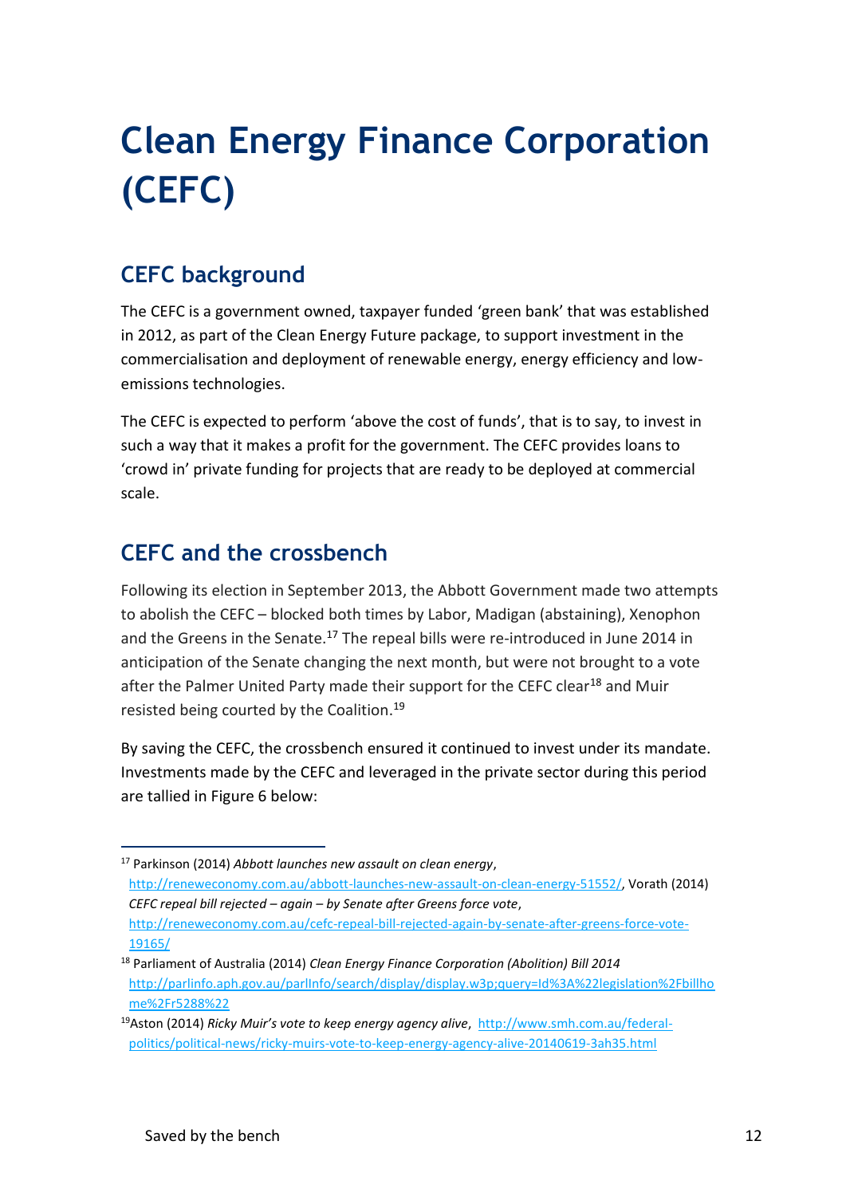# Clean Energy Finance Corporation (CEFC)

## CEFC background

The CEFC is a government owned, taxpayer funded 'green bank' that was established in 2012, as part of the Clean Energy Future package, to support investment in the commercialisation and deployment of renewable energy, energy efficiency and low-emissions technologies.

The CEFC is expected to perform 'above the cost of funds', that is to say, to invest in such a way that it makes a profit for the government. The CEFC provides loans to 'crowd in' private funding for projects that are ready to be deployed at commercial scale.

## CEFC and the crossbench

Following its election in September 2013, the Abbott Government made two attempts to abolish the CEFC – blocked both times by Labor, Madigan (abstaining), Xenophon and the Greens in the Senate.[17] The repeal bills were re-introduced in June 2014 in anticipation of the Senate changing the next month, but were not brought to a vote after the Palmer United Party made their support for the CEFC clear[18] and Muir resisted being courted by the Coalition.[19]

By saving the CEFC, the crossbench ensured it continued to invest under its mandate. Investments made by the CEFC and leveraged in the private sector during this period are tallied in Figure 6 below:

---

[17] Parkinson (2014) *Abbott launches new assault on clean energy*, http://reneweconomy.com.au/abbott-launches-new-assault-on-clean-energy-51552/, Vorath (2014) *CEFC repeal bill rejected – again – by Senate after Greens force vote*, http://reneweconomy.com.au/cefc-repeal-bill-rejected-again-by-senate-after-greens-force-vote-19165/

[18] Parliament of Australia (2014) *Clean Energy Finance Corporation (Abolition) Bill 2014* http://parlinfo.aph.gov.au/parlInfo/search/display/display.w3p;query=Id%3A%22legislation%2Fbillhome%2Fr5288%22

[19] Aston (2014) *Ricky Muir's vote to keep energy agency alive*, http://www.smh.com.au/federal-politics/political-news/ricky-muirs-vote-to-keep-energy-agency-alive-20140619-3ah35.html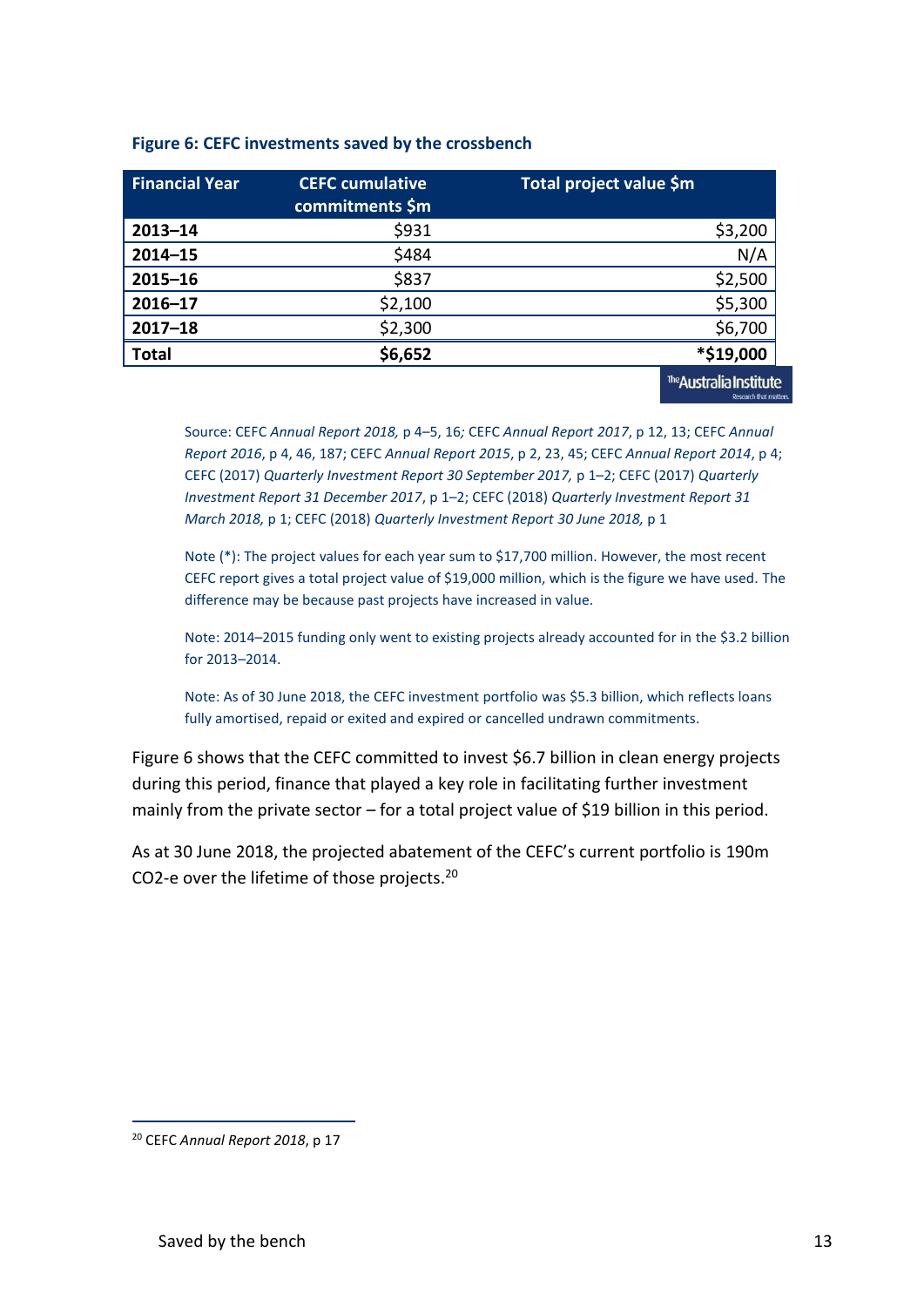**Figure 6: CEFC investments saved by the crossbench**

| Financial Year | CEFC cumulative commitments $m | Total project value $m |
|---|---|---|
| **2013–14** | $931 | $3,200 |
| **2014–15** | $484 | N/A |
| **2015–16** | $837 | $2,500 |
| **2016–17** | $2,100 | $5,300 |
| **2017–18** | $2,300 | $6,700 |
| **Total** | **$6,652** | ***$19,000** |

Source: CEFC *Annual Report 2018,* p 4–5, 16*;* CEFC *Annual Report 2017*, p 12, 13; CEFC *Annual Report 2016*, p 4, 46, 187; CEFC *Annual Report 2015*, p 2, 23, 45; CEFC *Annual Report 2014*, p 4; CEFC (2017) *Quarterly Investment Report 30 September 2017,* p 1–2; CEFC (2017) *Quarterly Investment Report 31 December 2017*, p 1–2; CEFC (2018) *Quarterly Investment Report 31 March 2018,* p 1; CEFC (2018) *Quarterly Investment Report 30 June 2018,* p 1

Note (*): The project values for each year sum to $17,700 million. However, the most recent CEFC report gives a total project value of $19,000 million, which is the figure we have used. The difference may be because past projects have increased in value.

Note: 2014–2015 funding only went to existing projects already accounted for in the $3.2 billion for 2013–2014.

Note: As of 30 June 2018, the CEFC investment portfolio was $5.3 billion, which reflects loans fully amortised, repaid or exited and expired or cancelled undrawn commitments.

Figure 6 shows that the CEFC committed to invest $6.7 billion in clean energy projects during this period, finance that played a key role in facilitating further investment mainly from the private sector – for a total project value of $19 billion in this period.

As at 30 June 2018, the projected abatement of the CEFC's current portfolio is 190m $CO_2$-e over the lifetime of those projects.[20]

[20] CEFC *Annual Report 2018*, p 17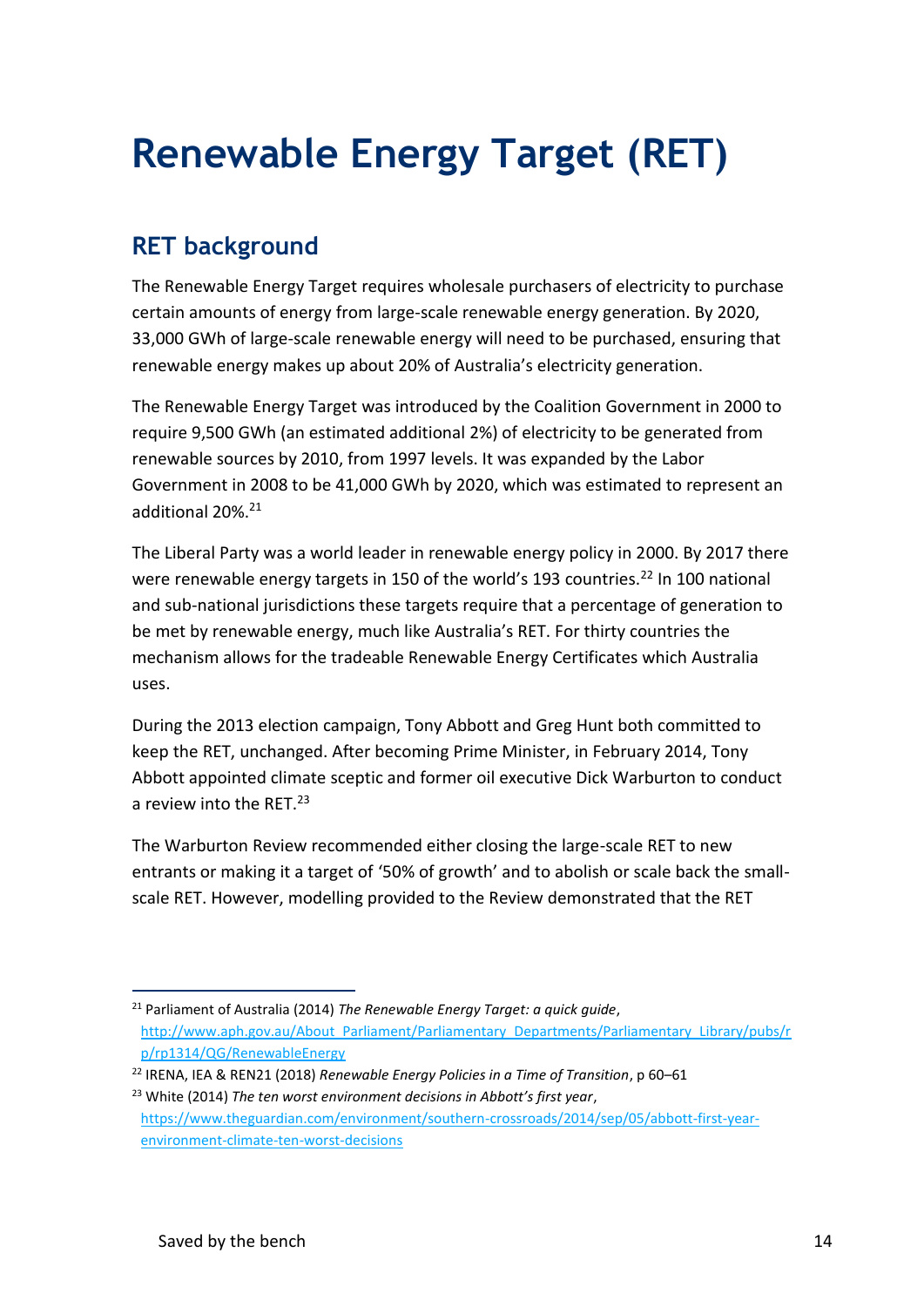# Renewable Energy Target (RET)

## RET background

The Renewable Energy Target requires wholesale purchasers of electricity to purchase certain amounts of energy from large-scale renewable energy generation. By 2020, 33,000 GWh of large-scale renewable energy will need to be purchased, ensuring that renewable energy makes up about 20% of Australia's electricity generation.

The Renewable Energy Target was introduced by the Coalition Government in 2000 to require 9,500 GWh (an estimated additional 2%) of electricity to be generated from renewable sources by 2010, from 1997 levels. It was expanded by the Labor Government in 2008 to be 41,000 GWh by 2020, which was estimated to represent an additional 20%.[21]

The Liberal Party was a world leader in renewable energy policy in 2000. By 2017 there were renewable energy targets in 150 of the world's 193 countries.[22] In 100 national and sub-national jurisdictions these targets require that a percentage of generation to be met by renewable energy, much like Australia's RET. For thirty countries the mechanism allows for the tradeable Renewable Energy Certificates which Australia uses.

During the 2013 election campaign, Tony Abbott and Greg Hunt both committed to keep the RET, unchanged. After becoming Prime Minister, in February 2014, Tony Abbott appointed climate sceptic and former oil executive Dick Warburton to conduct a review into the RET.[23]

The Warburton Review recommended either closing the large-scale RET to new entrants or making it a target of '50% of growth' and to abolish or scale back the small-scale RET. However, modelling provided to the Review demonstrated that the RET

---

[21] Parliament of Australia (2014) *The Renewable Energy Target: a quick guide*, http://www.aph.gov.au/About_Parliament/Parliamentary_Departments/Parliamentary_Library/pubs/rp/rp1314/QG/RenewableEnergy

[22] IRENA, IEA & REN21 (2018) *Renewable Energy Policies in a Time of Transition*, p 60–61

[23] White (2014) *The ten worst environment decisions in Abbott's first year*, https://www.theguardian.com/environment/southern-crossroads/2014/sep/05/abbott-first-year-environment-climate-ten-worst-decisions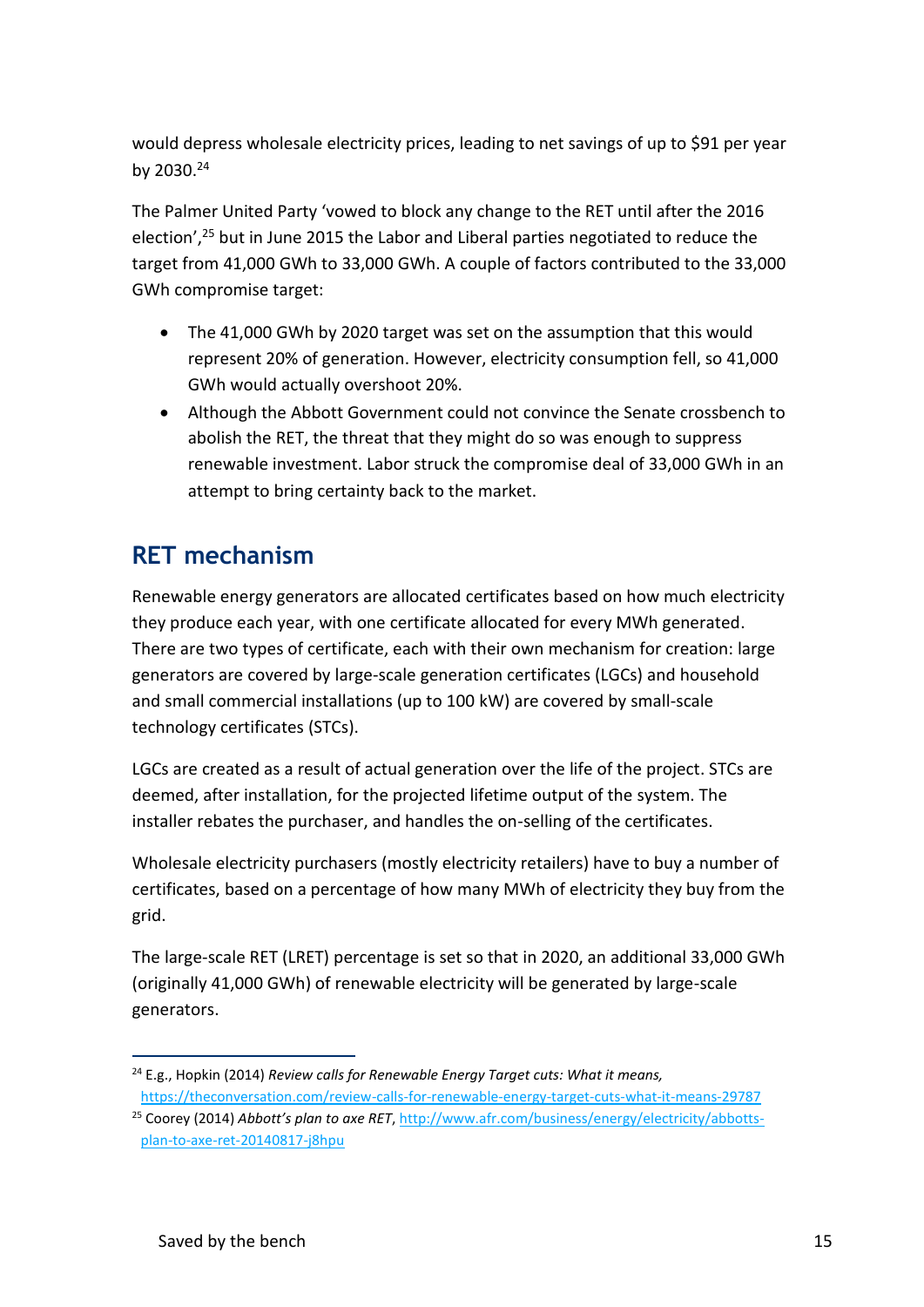would depress wholesale electricity prices, leading to net savings of up to $91 per year by 2030.[24]

The Palmer United Party 'vowed to block any change to the RET until after the 2016 election',[25] but in June 2015 the Labor and Liberal parties negotiated to reduce the target from 41,000 GWh to 33,000 GWh. A couple of factors contributed to the 33,000 GWh compromise target:

- The 41,000 GWh by 2020 target was set on the assumption that this would represent 20% of generation. However, electricity consumption fell, so 41,000 GWh would actually overshoot 20%.
- Although the Abbott Government could not convince the Senate crossbench to abolish the RET, the threat that they might do so was enough to suppress renewable investment. Labor struck the compromise deal of 33,000 GWh in an attempt to bring certainty back to the market.

## RET mechanism

Renewable energy generators are allocated certificates based on how much electricity they produce each year, with one certificate allocated for every MWh generated. There are two types of certificate, each with their own mechanism for creation: large generators are covered by large-scale generation certificates (LGCs) and household and small commercial installations (up to 100 kW) are covered by small-scale technology certificates (STCs).

LGCs are created as a result of actual generation over the life of the project. STCs are deemed, after installation, for the projected lifetime output of the system. The installer rebates the purchaser, and handles the on-selling of the certificates.

Wholesale electricity purchasers (mostly electricity retailers) have to buy a number of certificates, based on a percentage of how many MWh of electricity they buy from the grid.

The large-scale RET (LRET) percentage is set so that in 2020, an additional 33,000 GWh (originally 41,000 GWh) of renewable electricity will be generated by large-scale generators.

---

[24] E.g., Hopkin (2014) *Review calls for Renewable Energy Target cuts: What it means,* https://theconversation.com/review-calls-for-renewable-energy-target-cuts-what-it-means-29787

[25] Coorey (2014) *Abbott's plan to axe RET*, http://www.afr.com/business/energy/electricity/abbotts-plan-to-axe-ret-20140817-j8hpu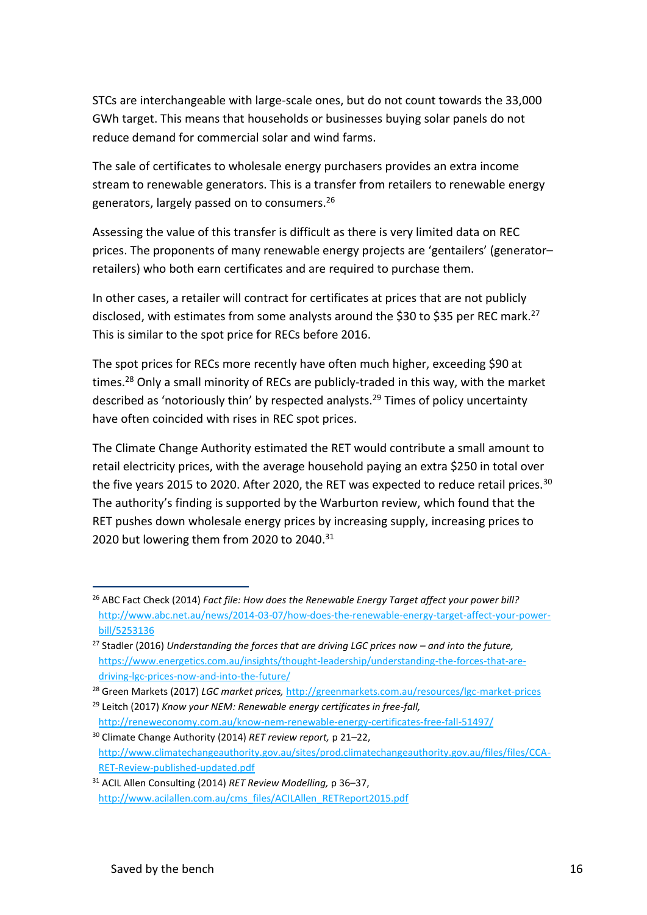STCs are interchangeable with large-scale ones, but do not count towards the 33,000 GWh target. This means that households or businesses buying solar panels do not reduce demand for commercial solar and wind farms.

The sale of certificates to wholesale energy purchasers provides an extra income stream to renewable generators. This is a transfer from retailers to renewable energy generators, largely passed on to consumers.[26]

Assessing the value of this transfer is difficult as there is very limited data on REC prices. The proponents of many renewable energy projects are 'gentailers' (generator–retailers) who both earn certificates and are required to purchase them.

In other cases, a retailer will contract for certificates at prices that are not publicly disclosed, with estimates from some analysts around the $30 to $35 per REC mark.[27] This is similar to the spot price for RECs before 2016.

The spot prices for RECs more recently have often much higher, exceeding $90 at times.[28] Only a small minority of RECs are publicly-traded in this way, with the market described as 'notoriously thin' by respected analysts.[29] Times of policy uncertainty have often coincided with rises in REC spot prices.

The Climate Change Authority estimated the RET would contribute a small amount to retail electricity prices, with the average household paying an extra $250 in total over the five years 2015 to 2020. After 2020, the RET was expected to reduce retail prices.[30] The authority's finding is supported by the Warburton review, which found that the RET pushes down wholesale energy prices by increasing supply, increasing prices to 2020 but lowering them from 2020 to 2040.[31]

---

[26] ABC Fact Check (2014) *Fact file: How does the Renewable Energy Target affect your power bill?* http://www.abc.net.au/news/2014-03-07/how-does-the-renewable-energy-target-affect-your-power-bill/5253136

[27] Stadler (2016) *Understanding the forces that are driving LGC prices now – and into the future,* https://www.energetics.com.au/insights/thought-leadership/understanding-the-forces-that-are-driving-lgc-prices-now-and-into-the-future/

[28] Green Markets (2017) *LGC market prices,* http://greenmarkets.com.au/resources/lgc-market-prices

[29] Leitch (2017) *Know your NEM: Renewable energy certificates in free-fall,* http://reneweconomy.com.au/know-nem-renewable-energy-certificates-free-fall-51497/

[30] Climate Change Authority (2014) *RET review report,* p 21–22, http://www.climatechangeauthority.gov.au/sites/prod.climatechangeauthority.gov.au/files/files/CCA-RET-Review-published-updated.pdf

[31] ACIL Allen Consulting (2014) *RET Review Modelling,* p 36–37, http://www.acilallen.com.au/cms_files/ACILAllen_RETReport2015.pdf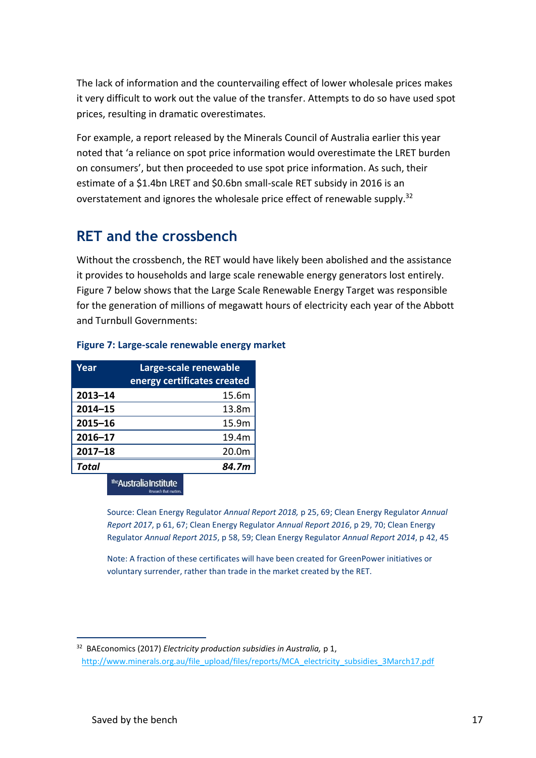The lack of information and the countervailing effect of lower wholesale prices makes it very difficult to work out the value of the transfer. Attempts to do so have used spot prices, resulting in dramatic overestimates.

For example, a report released by the Minerals Council of Australia earlier this year noted that 'a reliance on spot price information would overestimate the LRET burden on consumers', but then proceeded to use spot price information. As such, their estimate of a $1.4bn LRET and $0.6bn small-scale RET subsidy in 2016 is an overstatement and ignores the wholesale price effect of renewable supply.[32]

## RET and the crossbench

Without the crossbench, the RET would have likely been abolished and the assistance it provides to households and large scale renewable energy generators lost entirely. Figure 7 below shows that the Large Scale Renewable Energy Target was responsible for the generation of millions of megawatt hours of electricity each year of the Abbott and Turnbull Governments:

**Figure 7: Large-scale renewable energy market**

| Year | Large-scale renewable energy certificates created |
|---|---:|
| **2013–14** | 15.6m |
| **2014–15** | 13.8m |
| **2015–16** | 15.9m |
| **2016–17** | 19.4m |
| **2017–18** | 20.0m |
| ***Total*** | ***84.7m*** |

Source: Clean Energy Regulator *Annual Report 2018,* p 25, 69; Clean Energy Regulator *Annual Report 2017*, p 61, 67; Clean Energy Regulator *Annual Report 2016*, p 29, 70; Clean Energy Regulator *Annual Report 2015*, p 58, 59; Clean Energy Regulator *Annual Report 2014*, p 42, 45

Note: A fraction of these certificates will have been created for GreenPower initiatives or voluntary surrender, rather than trade in the market created by the RET.

---

[32] BAEconomics (2017) *Electricity production subsidies in Australia,* p 1, http://www.minerals.org.au/file_upload/files/reports/MCA_electricity_subsidies_3March17.pdf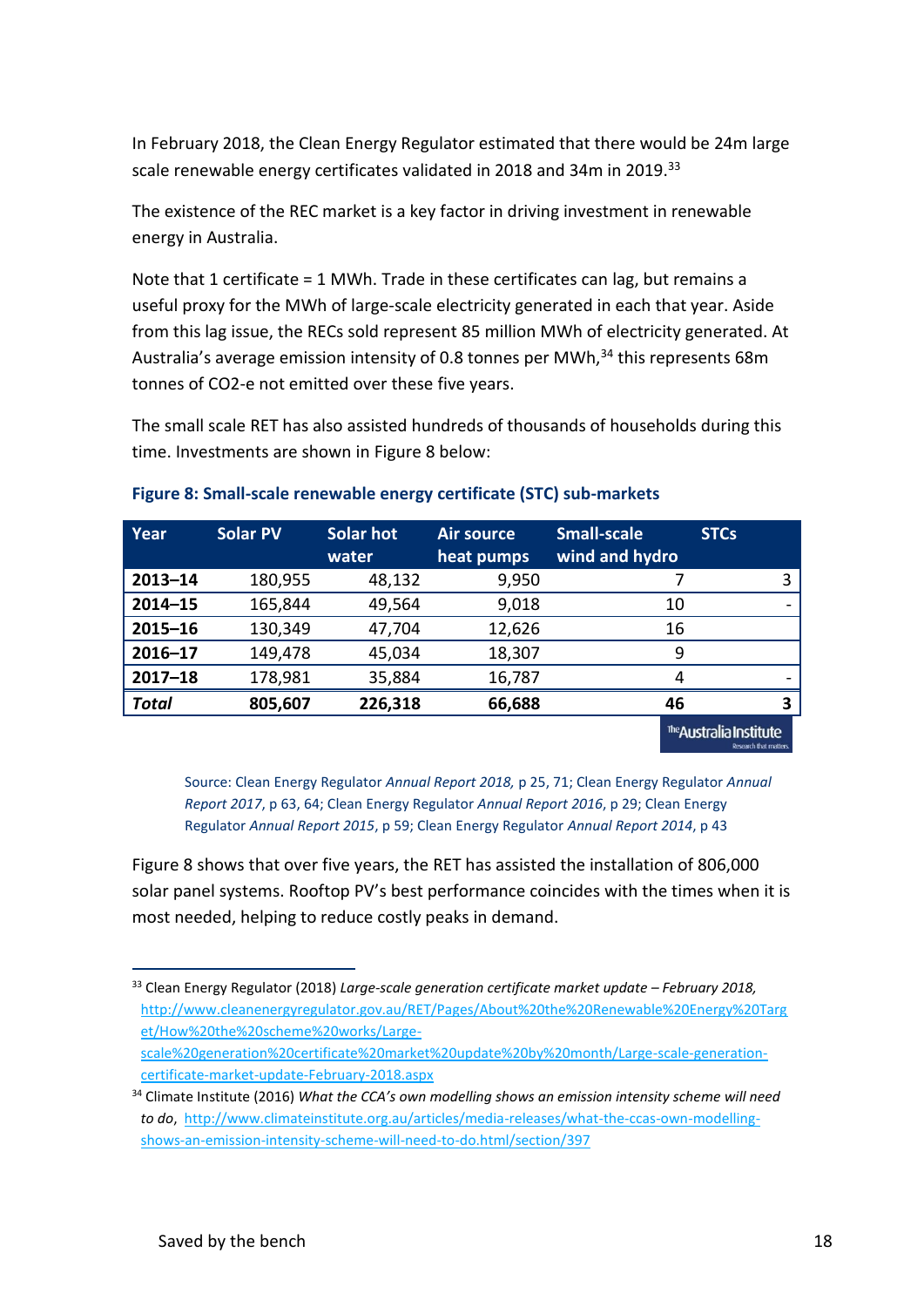In February 2018, the Clean Energy Regulator estimated that there would be 24m large scale renewable energy certificates validated in 2018 and 34m in 2019.[33]

The existence of the REC market is a key factor in driving investment in renewable energy in Australia.

Note that 1 certificate = 1 MWh. Trade in these certificates can lag, but remains a useful proxy for the MWh of large-scale electricity generated in each that year. Aside from this lag issue, the RECs sold represent 85 million MWh of electricity generated. At Australia's average emission intensity of 0.8 tonnes per MWh,[34] this represents 68m tonnes of CO2-e not emitted over these five years.

The small scale RET has also assisted hundreds of thousands of households during this time. Investments are shown in Figure 8 below:

**Figure 8: Small-scale renewable energy certificate (STC) sub-markets**

| Year | Solar PV | Solar hot water | Air source heat pumps | Small-scale wind and hydro | STCs |
|---|---|---|---|---|---|
| **2013–14** | 180,955 | 48,132 | 9,950 | 7 | 3 |
| **2014–15** | 165,844 | 49,564 | 9,018 | 10 | - |
| **2015–16** | 130,349 | 47,704 | 12,626 | 16 | |
| **2016–17** | 149,478 | 45,034 | 18,307 | 9 | |
| **2017–18** | 178,981 | 35,884 | 16,787 | 4 | - |
| ***Total*** | **805,607** | **226,318** | **66,688** | **46** | **3** |

Source: Clean Energy Regulator *Annual Report 2018,* p 25, 71; Clean Energy Regulator *Annual Report 2017*, p 63, 64; Clean Energy Regulator *Annual Report 2016*, p 29; Clean Energy Regulator *Annual Report 2015*, p 59; Clean Energy Regulator *Annual Report 2014*, p 43

Figure 8 shows that over five years, the RET has assisted the installation of 806,000 solar panel systems. Rooftop PV's best performance coincides with the times when it is most needed, helping to reduce costly peaks in demand.

---

[33] Clean Energy Regulator (2018) *Large-scale generation certificate market update – February 2018,* http://www.cleanenergyregulator.gov.au/RET/Pages/About%20the%20Renewable%20Energy%20Target/How%20the%20scheme%20works/Large-scale%20generation%20certificate%20market%20update%20by%20month/Large-scale-generation-certificate-market-update-February-2018.aspx

[34] Climate Institute (2016) *What the CCA's own modelling shows an emission intensity scheme will need to do*, http://www.climateinstitute.org.au/articles/media-releases/what-the-ccas-own-modelling-shows-an-emission-intensity-scheme-will-need-to-do.html/section/397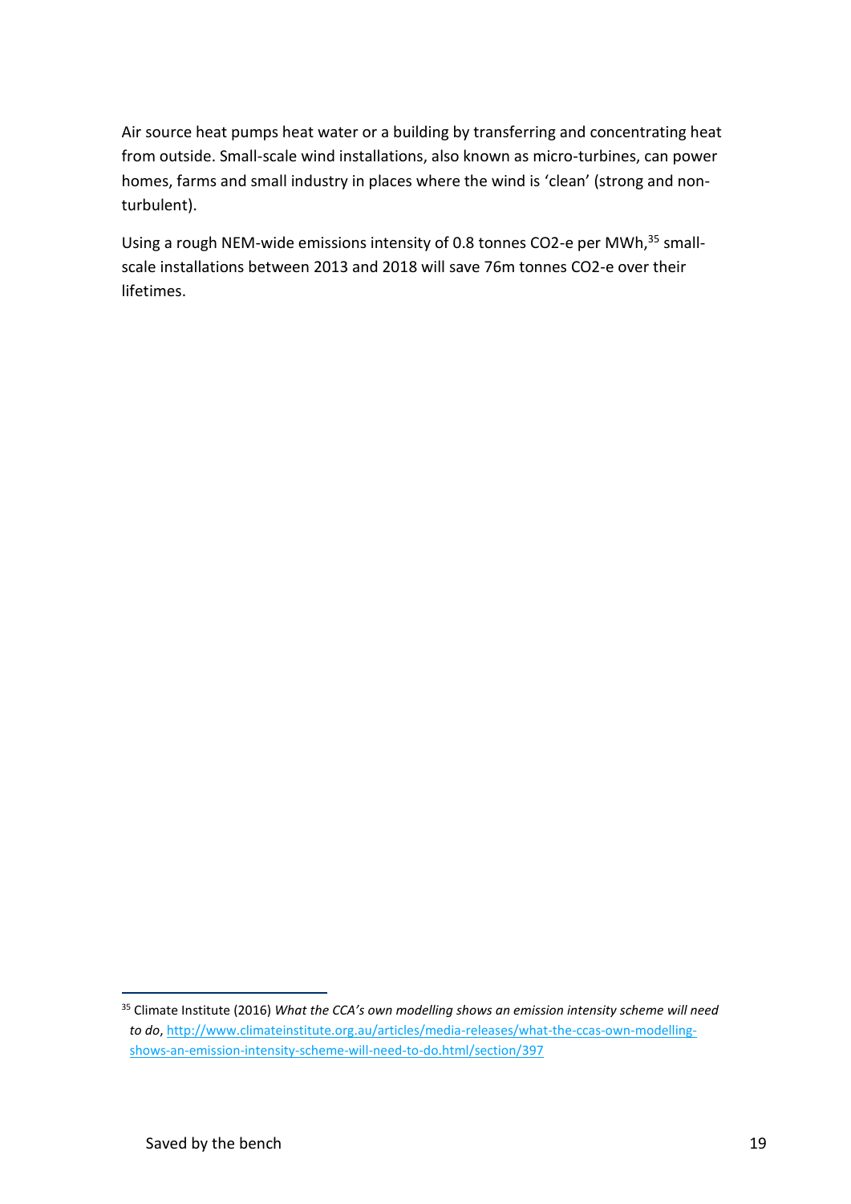Air source heat pumps heat water or a building by transferring and concentrating heat from outside. Small-scale wind installations, also known as micro-turbines, can power homes, farms and small industry in places where the wind is 'clean' (strong and non-turbulent).

Using a rough NEM-wide emissions intensity of 0.8 tonnes CO2-e per MWh,[35] small-scale installations between 2013 and 2018 will save 76m tonnes CO2-e over their lifetimes.

[35] Climate Institute (2016) *What the CCA's own modelling shows an emission intensity scheme will need to do*, http://www.climateinstitute.org.au/articles/media-releases/what-the-ccas-own-modelling-shows-an-emission-intensity-scheme-will-need-to-do.html/section/397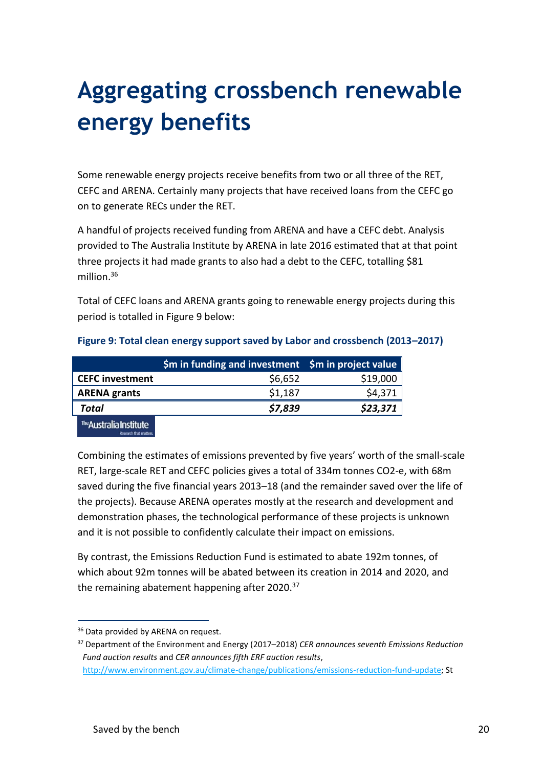# Aggregating crossbench renewable energy benefits

Some renewable energy projects receive benefits from two or all three of the RET, CEFC and ARENA. Certainly many projects that have received loans from the CEFC go on to generate RECs under the RET.

A handful of projects received funding from ARENA and have a CEFC debt. Analysis provided to The Australia Institute by ARENA in late 2016 estimated that at that point three projects it had made grants to also had a debt to the CEFC, totalling $81 million.[36]

Total of CEFC loans and ARENA grants going to renewable energy projects during this period is totalled in Figure 9 below:

**Figure 9: Total clean energy support saved by Labor and crossbench (2013–2017)**

| | $m in funding and investment | $m in project value |
|---|---:|---:|
| **CEFC investment** | $6,652 | $19,000 |
| **ARENA grants** | $1,187 | $4,371 |
| ***Total*** | ***$7,839*** | ***$23,371*** |

Combining the estimates of emissions prevented by five years' worth of the small-scale RET, large-scale RET and CEFC policies gives a total of 334m tonnes CO2-e, with 68m saved during the five financial years 2013–18 (and the remainder saved over the life of the projects). Because ARENA operates mostly at the research and development and demonstration phases, the technological performance of these projects is unknown and it is not possible to confidently calculate their impact on emissions.

By contrast, the Emissions Reduction Fund is estimated to abate 192m tonnes, of which about 92m tonnes will be abated between its creation in 2014 and 2020, and the remaining abatement happening after 2020.[37]

---

[36] Data provided by ARENA on request.

[37] Department of the Environment and Energy (2017–2018) *CER announces seventh Emissions Reduction Fund auction results* and *CER announces fifth ERF auction results*, http://www.environment.gov.au/climate-change/publications/emissions-reduction-fund-update; St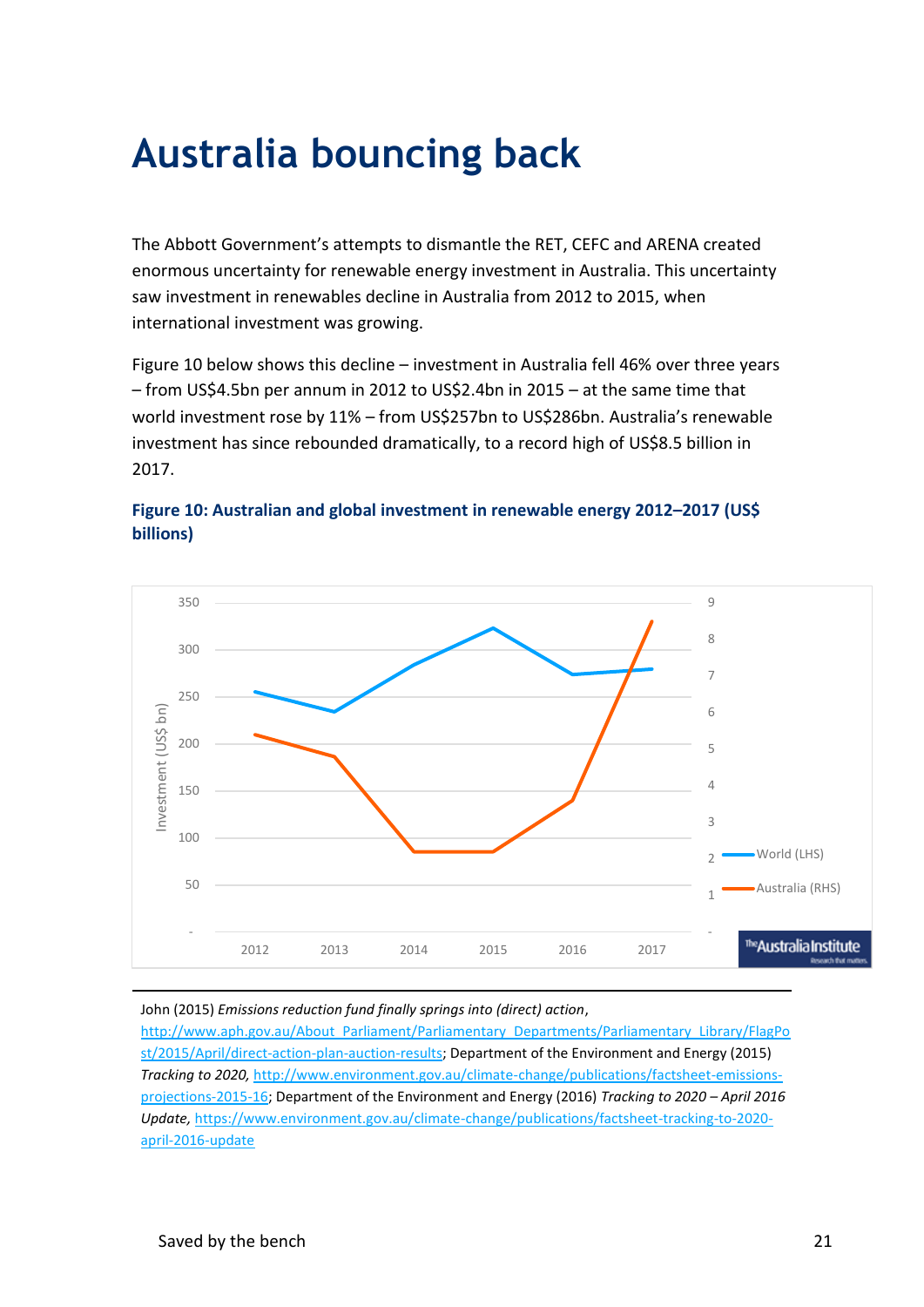# Australia bouncing back

The Abbott Government's attempts to dismantle the RET, CEFC and ARENA created enormous uncertainty for renewable energy investment in Australia. This uncertainty saw investment in renewables decline in Australia from 2012 to 2015, when international investment was growing.

Figure 10 below shows this decline – investment in Australia fell 46% over three years – from US$4.5bn per annum in 2012 to US$2.4bn in 2015 – at the same time that world investment rose by 11% – from US$257bn to US$286bn. Australia's renewable investment has since rebounded dramatically, to a record high of US$8.5 billion in 2017.

**Figure 10: Australian and global investment in renewable energy 2012–2017 (US$ billions)**

---

John (2015) *Emissions reduction fund finally springs into (direct) action*, http://www.aph.gov.au/About_Parliament/Parliamentary_Departments/Parliamentary_Library/FlagPost/2015/April/direct-action-plan-auction-results; Department of the Environment and Energy (2015) *Tracking to 2020*, http://www.environment.gov.au/climate-change/publications/factsheet-emissions-projections-2015-16; Department of the Environment and Energy (2016) *Tracking to 2020 – April 2016 Update*, https://www.environment.gov.au/climate-change/publications/factsheet-tracking-to-2020-april-2016-update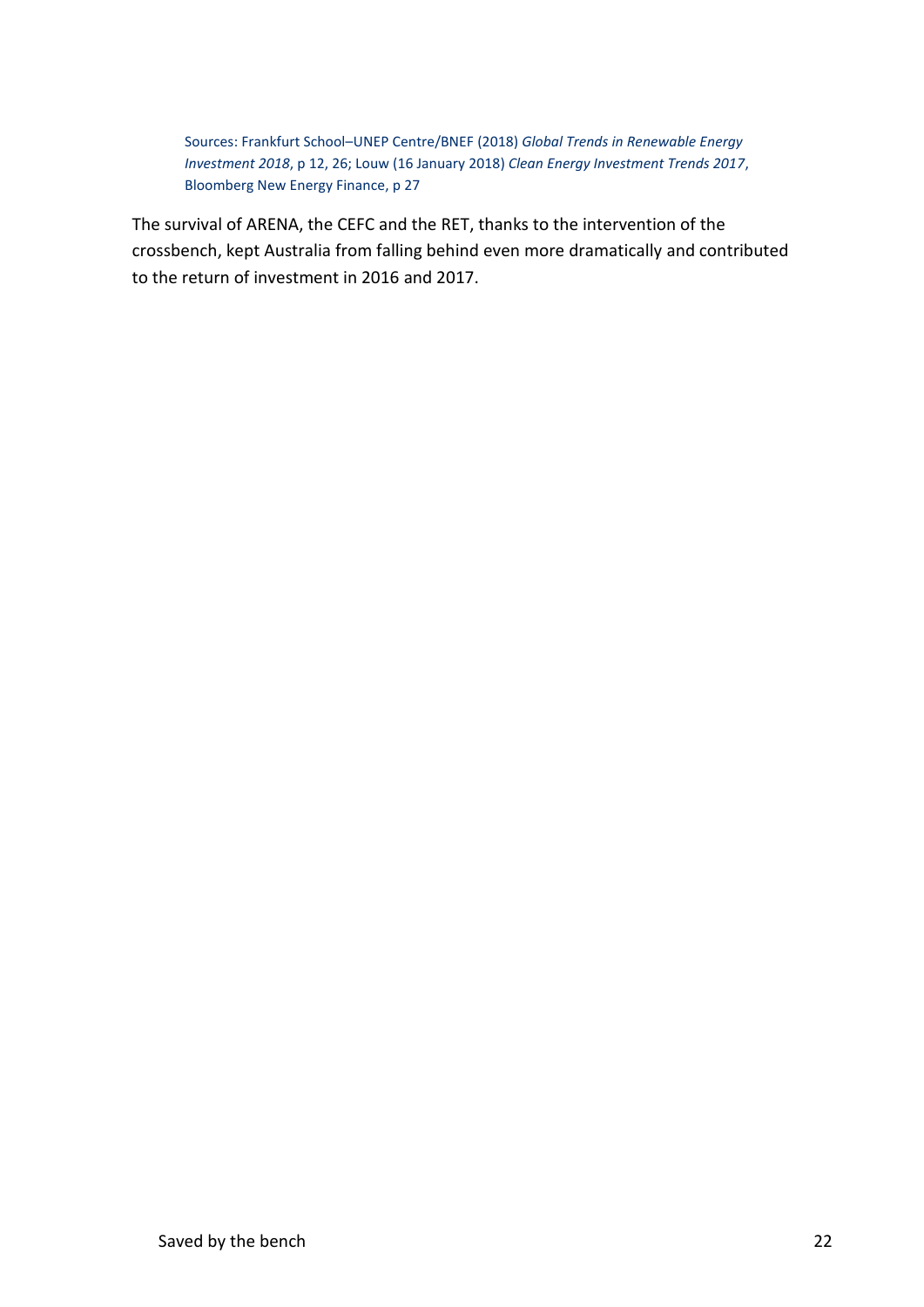Sources: Frankfurt School–UNEP Centre/BNEF (2018) *Global Trends in Renewable Energy Investment 2018*, p 12, 26; Louw (16 January 2018) *Clean Energy Investment Trends 2017*, Bloomberg New Energy Finance, p 27

The survival of ARENA, the CEFC and the RET, thanks to the intervention of the crossbench, kept Australia from falling behind even more dramatically and contributed to the return of investment in 2016 and 2017.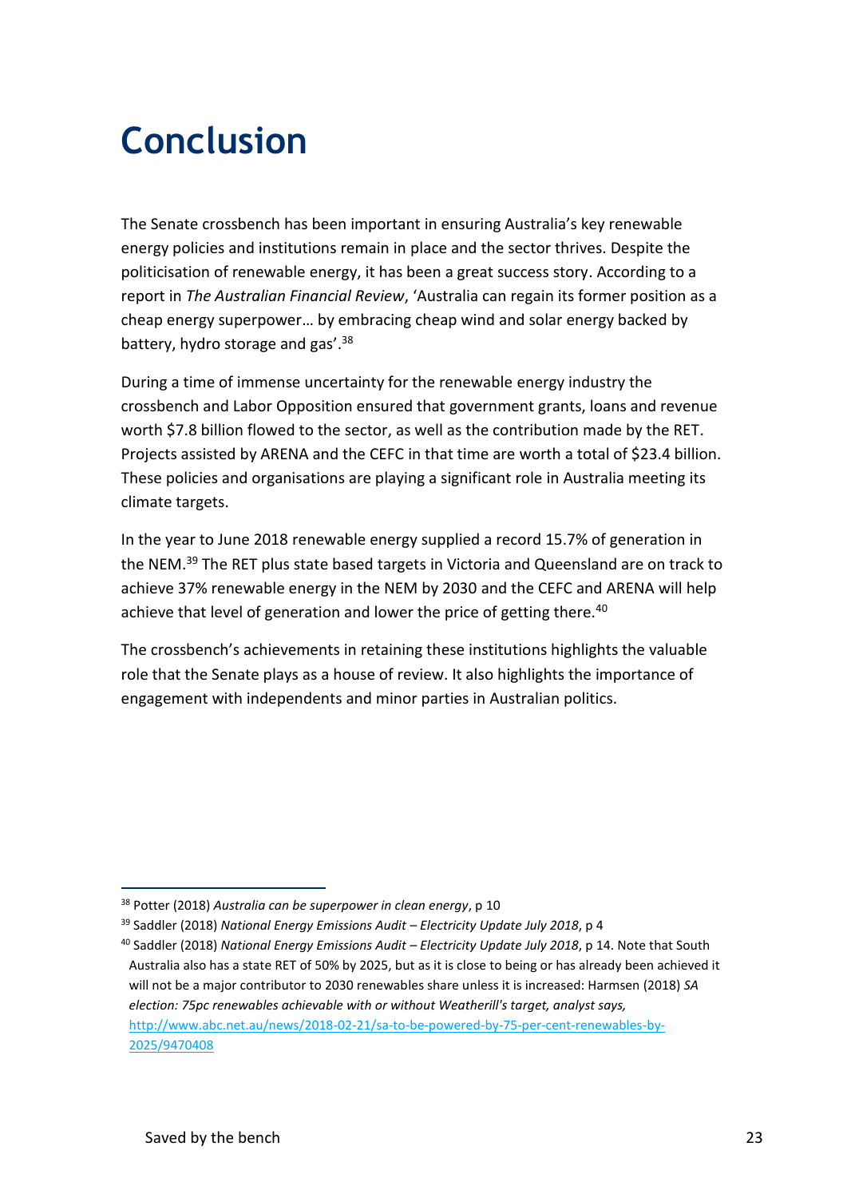# Conclusion

The Senate crossbench has been important in ensuring Australia's key renewable energy policies and institutions remain in place and the sector thrives. Despite the politicisation of renewable energy, it has been a great success story. According to a report in *The Australian Financial Review*, 'Australia can regain its former position as a cheap energy superpower… by embracing cheap wind and solar energy backed by battery, hydro storage and gas'.[38]

During a time of immense uncertainty for the renewable energy industry the crossbench and Labor Opposition ensured that government grants, loans and revenue worth $7.8 billion flowed to the sector, as well the contribution made by the RET. Projects assisted by ARENA and the CEFC in that time are worth a total of $23.4 billion. These policies and organisations are playing a significant role in Australia meeting its climate targets.

In the year to June 2018 renewable energy supplied a record 15.7% of generation in the NEM.[39] The RET plus state based targets in Victoria and Queensland are on track to achieve 37% renewable energy in the NEM by 2030 and the CEFC and ARENA will help achieve that level of generation and lower the price of getting there.[40]

The crossbench's achievements in retaining these institutions highlights the valuable role that the Senate plays as a house of review. It also highlights the importance of engagement with independents and minor parties in Australian politics.

---

[38] Potter (2018) *Australia can be superpower in clean energy*, p 10

[39] Saddler (2018) *National Energy Emissions Audit – Electricity Update July 2018*, p 4

[40] Saddler (2018) *National Energy Emissions Audit – Electricity Update July 2018*, p 14. Note that South Australia also has a state RET of 50% by 2025, but as it is close to being or has already been achieved it will not be a major contributor to 2030 renewables share unless it is increased: Harmsen (2018) *SA election: 75pc renewables achievable with or without Weatherill's target, analyst says,* http://www.abc.net.au/news/2018-02-21/sa-to-be-powered-by-75-per-cent-renewables-by-2025/9470408